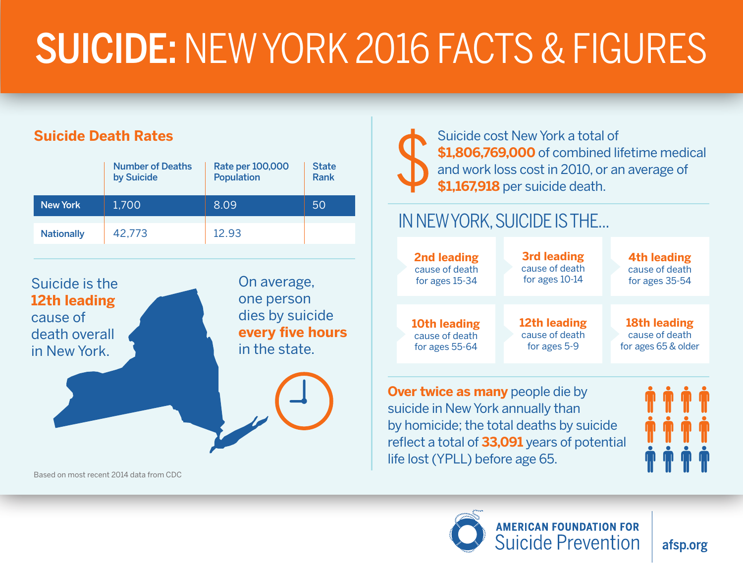# SUICIDE: NEW YORK 2016 FACTS & FIGURES

## Suicide Death Rates

| | Number of Deaths by Suicide | Rate per 100,000 Population | State Rank |
|---|---|---|---|
| New York | 1,700 | 8.09 | 50 |
| Nationally | 42,773 | 12.93 | |

Suicide is the **12th leading** cause of death overall in New York.

On average, one person dies by suicide **every five hours** in the state.

Based on most recent 2014 data from CDC

Suicide cost New York a total of **$1,806,769,000** of combined lifetime medical and work loss cost in 2010, or an average of **$1,167,918** per suicide death.

## IN NEW YORK, SUICIDE IS THE...

- **2nd leading** cause of death for ages 15-34
- **3rd leading** cause of death for ages 10-14
- **4th leading** cause of death for ages 35-54
- **10th leading** cause of death for ages 55-64
- **12th leading** cause of death for ages 5-9
- **18th leading** cause of death for ages 65 & older

**Over twice as many** people die by suicide in New York annually than by homicide; the total deaths by suicide reflect a total of **33,091** years of potential life lost (YPLL) before age 65.

AMERICAN FOUNDATION FOR Suicide Prevention | afsp.org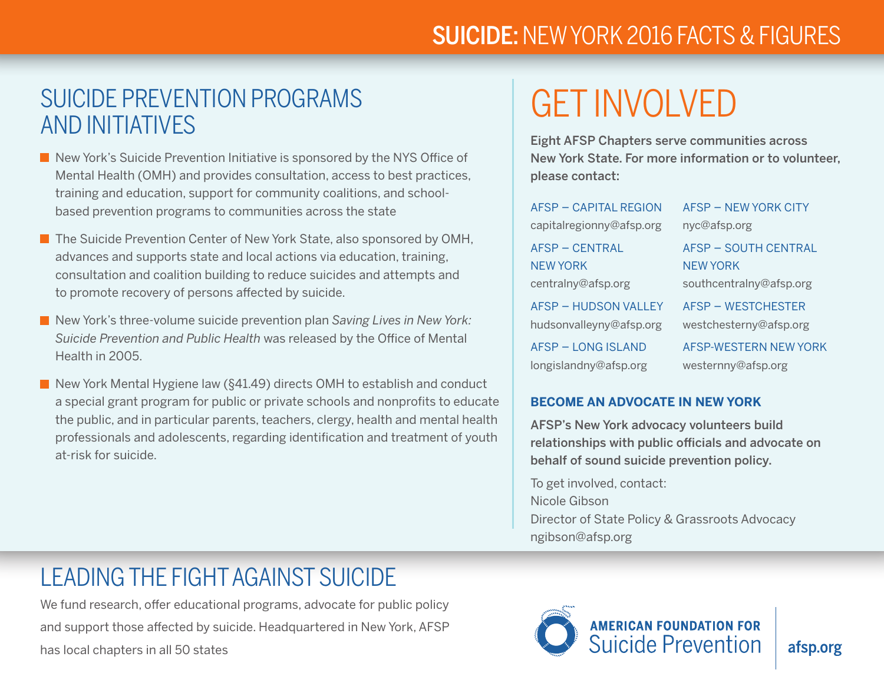# SUICIDE: NEW YORK 2016 FACTS & FIGURES

## SUICIDE PREVENTION PROGRAMS AND INITIATIVES

- New York's Suicide Prevention Initiative is sponsored by the NYS Office of Mental Health (OMH) and provides consultation, access to best practices, training and education, support for community coalitions, and school-based prevention programs to communities across the state
- The Suicide Prevention Center of New York State, also sponsored by OMH, advances and supports state and local actions via education, training, consultation and coalition building to reduce suicides and attempts and to promote recovery of persons affected by suicide.
- New York's three-volume suicide prevention plan *Saving Lives in New York: Suicide Prevention and Public Health* was released by the Office of Mental Health in 2005.
- New York Mental Hygiene law (§41.49) directs OMH to establish and conduct a special grant program for public or private schools and nonprofits to educate the public, and in particular parents, teachers, clergy, health and mental health professionals and adolescents, regarding identification and treatment of youth at-risk for suicide.

# GET INVOLVED

**Eight AFSP Chapters serve communities across New York State. For more information or to volunteer, please contact:**

AFSP – CAPITAL REGION
capitalregionny@afsp.org

AFSP – CENTRAL NEW YORK
centralny@afsp.org

AFSP – HUDSON VALLEY
hudsonvalleyny@afsp.org

AFSP – LONG ISLAND
longislandny@afsp.org

AFSP – NEW YORK CITY
nyc@afsp.org

AFSP – SOUTH CENTRAL NEW YORK
southcentralny@afsp.org

AFSP – WESTCHESTER
westchesterny@afsp.org

AFSP-WESTERN NEW YORK
westernny@afsp.org

### BECOME AN ADVOCATE IN NEW YORK

**AFSP's New York advocacy volunteers build relationships with public officials and advocate on behalf of sound suicide prevention policy.**

To get involved, contact:
Nicole Gibson
Director of State Policy & Grassroots Advocacy
ngibson@afsp.org

## LEADING THE FIGHT AGAINST SUICIDE

We fund research, offer educational programs, advocate for public policy and support those affected by suicide. Headquartered in New York, AFSP has local chapters in all 50 states

AMERICAN FOUNDATION FOR Suicide Prevention | afsp.org